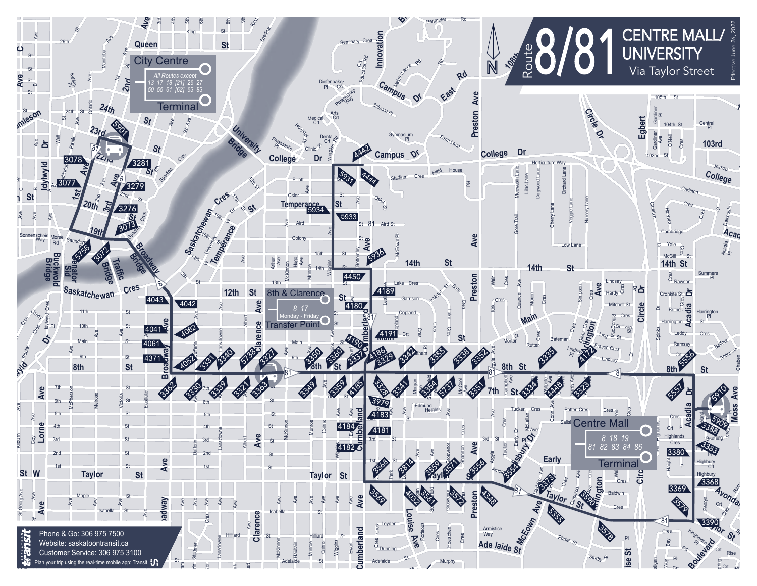# Route 8/81 CENTRE MALL/ UNIVERSITY

Via Taylor Street

Effective June 26, 2022

**City Centre Terminal**
All Routes except 13 17 18 [21] 26 27 50 55 61 [62] 63 83

**8th & Clarence Transfer Point**
8 17
Monday - Friday

**Centre Mall Terminal**
8 18 19
81 82 83 84 86

Phone & Go: 306 975 7500
Website: saskatoontransit.ca
Customer Service: 306 975 3100
Plan your trip using the real-time mobile app: Transit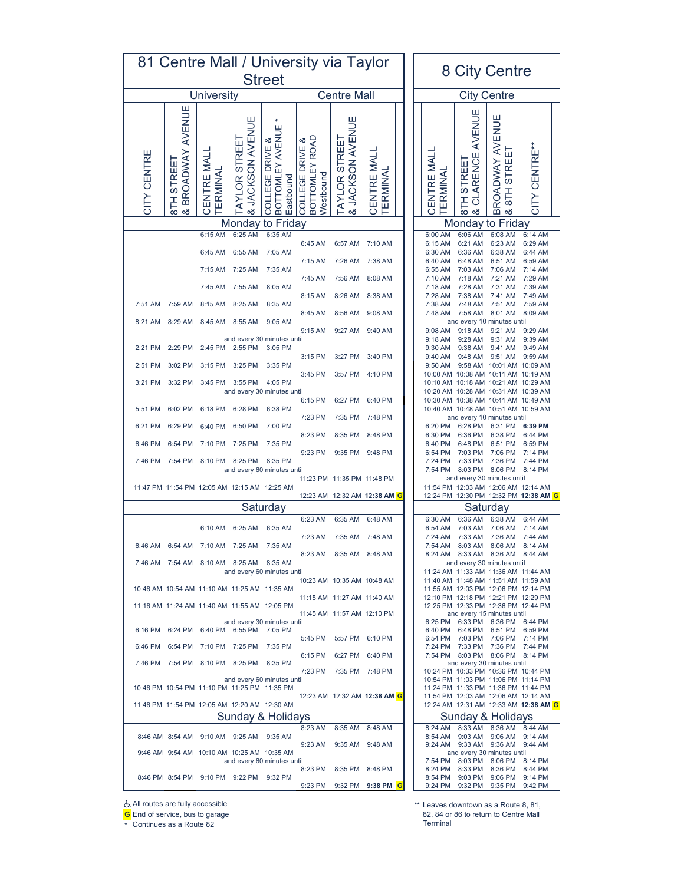# 81 Centre Mall / University via Taylor Street

| University | | | | | Centre Mall | | |
|---|---|---|---|---|---|---|---|
| CITY CENTRE | 8TH STREET & BROADWAY AVENUE | CENTRE MALL TERMINAL | TAYLOR STREET & JACKSON AVENUE | COLLEGE DRIVE & BOTTOMLEY AVENUE * Eastbound | COLLEGE DRIVE & BOTTOMLEY ROAD Westbound | TAYLOR STREET & JACKSON AVENUE | CENTRE MALL TERMINAL |
| **Monday to Friday** | | | | | | | |
| | | 6:15 AM | 6:25 AM | 6:35 AM | | | |
| | | | | | 6:45 AM | 6:57 AM | 7:10 AM |
| | | 6:45 AM | 6:55 AM | 7:05 AM | | | |
| | | | | | 7:15 AM | 7:26 AM | 7:38 AM |
| | | 7:15 AM | 7:25 AM | 7:35 AM | | | |
| | | | | | 7:45 AM | 7:56 AM | 8:08 AM |
| | | 7:45 AM | 7:55 AM | 8:05 AM | | | |
| | | | | | 8:15 AM | 8:26 AM | 8:38 AM |
| 7:51 AM | 7:59 AM | 8:15 AM | 8:25 AM | 8:35 AM | | | |
| | | | | | 8:45 AM | 8:56 AM | 9:08 AM |
| 8:21 AM | 8:29 AM | 8:45 AM | 8:55 AM | 9:05 AM | | | |
| | | | | | 9:15 AM | 9:27 AM | 9:40 AM |
| and every 30 minutes until | | | | | | | |
| 2:21 PM | 2:29 PM | 2:45 PM | 2:55 PM | 3:05 PM | | | |
| | | | | | 3:15 PM | 3:27 PM | 3:40 PM |
| 2:51 PM | 3:02 PM | 3:15 PM | 3:25 PM | 3:35 PM | | | |
| | | | | | 3:45 PM | 3:57 PM | 4:10 PM |
| 3:21 PM | 3:32 PM | 3:45 PM | 3:55 PM | 4:05 PM | | | |
| and every 30 minutes until | | | | | | | |
| | | | | | 6:15 PM | 6:27 PM | 6:40 PM |
| 5:51 PM | 6:02 PM | 6:18 PM | 6:28 PM | 6:38 PM | | | |
| | | | | | 7:23 PM | 7:35 PM | 7:48 PM |
| 6:21 PM | 6:29 PM | 6:40 PM | 6:50 PM | 7:00 PM | | | |
| | | | | | 8:23 PM | 8:35 PM | 8:48 PM |
| 6:46 PM | 6:54 PM | 7:10 PM | 7:25 PM | 7:35 PM | | | |
| | | | | | 9:23 PM | 9:35 PM | 9:48 PM |
| 7:46 PM | 7:54 PM | 8:10 PM | 8:25 PM | 8:35 PM | | | |
| and every 60 minutes until | | | | | | | |
| | | | | | 11:23 PM | 11:35 PM | 11:48 PM |
| 11:47 PM | 11:54 PM | 12:05 AM | 12:15 AM | 12:25 AM | | | |
| | | | | | 12:23 AM | 12:32 AM | **12:38 AM** G |
| **Saturday** | | | | | | | |
| | | | | | 6:23 AM | 6:35 AM | 6:48 AM |
| | | 6:10 AM | 6:25 AM | 6:35 AM | | | |
| | | | | | 7:23 AM | 7:35 AM | 7:48 AM |
| 6:46 AM | 6:54 AM | 7:10 AM | 7:25 AM | 7:35 AM | | | |
| | | | | | 8:23 AM | 8:35 AM | 8:48 AM |
| 7:46 AM | 7:54 AM | 8:10 AM | 8:25 AM | 8:35 AM | | | |
| and every 60 minutes until | | | | | | | |
| | | | | | 10:23 AM | 10:35 AM | 10:48 AM |
| 10:46 AM | 10:54 AM | 11:10 AM | 11:25 AM | 11:35 AM | | | |
| | | | | | 11:15 AM | 11:27 AM | 11:40 AM |
| 11:16 AM | 11:24 AM | 11:40 AM | 11:55 AM | 12:05 PM | | | |
| | | | | | 11:45 AM | 11:57 AM | 12:10 PM |
| and every 30 minutes until | | | | | | | |
| 6:16 PM | 6:24 PM | 6:40 PM | 6:55 PM | 7:05 PM | | | |
| | | | | | 5:45 PM | 5:57 PM | 6:10 PM |
| 6:46 PM | 6:54 PM | 7:10 PM | 7:25 PM | 7:35 PM | | | |
| | | | | | 6:15 PM | 6:27 PM | 6:40 PM |
| 7:46 PM | 7:54 PM | 8:10 PM | 8:25 PM | 8:35 PM | | | |
| | | | | | 7:23 PM | 7:35 PM | 7:48 PM |
| and every 60 minutes until | | | | | | | |
| 10:46 PM | 10:54 PM | 11:10 PM | 11:25 PM | 11:35 PM | | | |
| | | | | | 12:23 AM | 12:32 AM | **12:38 AM** G |
| 11:46 PM | 11:54 PM | 12:05 AM | 12:20 AM | 12:30 AM | | | |
| **Sunday & Holidays** | | | | | | | |
| | | | | | 8:23 AM | 8:35 AM | 8:48 AM |
| 8:46 AM | 8:54 AM | 9:10 AM | 9:25 AM | 9:35 AM | | | |
| | | | | | 9:23 AM | 9:35 AM | 9:48 AM |
| 9:46 AM | 9:54 AM | 10:10 AM | 10:25 AM | 10:35 AM | | | |
| and every 60 minutes until | | | | | | | |
| | | | | | 8:23 PM | 8:35 PM | 8:48 PM |
| 8:46 PM | 8:54 PM | 9:10 PM | 9:22 PM | 9:32 PM | | | |
| | | | | | 9:23 PM | 9:32 PM | **9:38 PM** G |

♿ All routes are fully accessible

G End of service, bus to garage

\* Continues as a Route 82

# 8 City Centre

| City Centre | | | |
|---|---|---|---|
| CENTRE MALL TERMINAL | 8TH STREET & CLARENCE AVENUE | BROADWAY AVENUE & 8TH STREET | CITY CENTRE** |
| **Monday to Friday** | | | |
| 6:00 AM | 6:06 AM | 6:08 AM | 6:14 AM |
| 6:15 AM | 6:21 AM | 6:23 AM | 6:29 AM |
| 6:30 AM | 6:36 AM | 6:38 AM | 6:44 AM |
| 6:40 AM | 6:48 AM | 6:51 AM | 6:59 AM |
| 6:55 AM | 7:03 AM | 7:06 AM | 7:14 AM |
| 7:10 AM | 7:18 AM | 7:21 AM | 7:29 AM |
| 7:18 AM | 7:28 AM | 7:31 AM | 7:39 AM |
| 7:28 AM | 7:38 AM | 7:41 AM | 7:49 AM |
| 7:38 AM | 7:48 AM | 7:51 AM | 7:59 AM |
| 7:48 AM | 7:58 AM | 8:01 AM | 8:09 AM |
| and every 10 minutes until | | | |
| 9:08 AM | 9:18 AM | 9:21 AM | 9:29 AM |
| 9:18 AM | 9:28 AM | 9:31 AM | 9:39 AM |
| 9:30 AM | 9:38 AM | 9:41 AM | 9:49 AM |
| 9:40 AM | 9:48 AM | 9:51 AM | 9:59 AM |
| 9:50 AM | 9:58 AM | 10:01 AM | 10:09 AM |
| 10:00 AM | 10:08 AM | 10:11 AM | 10:19 AM |
| 10:10 AM | 10:18 AM | 10:21 AM | 10:29 AM |
| 10:20 AM | 10:28 AM | 10:31 AM | 10:39 AM |
| 10:30 AM | 10:38 AM | 10:41 AM | 10:49 AM |
| 10:40 AM | 10:48 AM | 10:51 AM | 10:59 AM |
| and every 10 minutes until | | | |
| 6:20 PM | 6:28 PM | 6:31 PM | **6:39 PM** |
| 6:30 PM | 6:36 PM | 6:38 PM | 6:44 PM |
| 6:40 PM | 6:48 PM | 6:51 PM | 6:59 PM |
| 6:54 PM | 7:03 PM | 7:06 PM | 7:14 PM |
| 7:24 PM | 7:33 PM | 7:36 PM | 7:44 PM |
| 7:54 PM | 8:03 PM | 8:06 PM | 8:14 PM |
| and every 30 minutes until | | | |
| 11:54 PM | 12:03 AM | 12:06 AM | 12:14 AM |
| 12:24 PM | 12:30 PM | 12:32 PM | **12:38 AM** G |
| **Saturday** | | | |
| 6:30 AM | 6:36 AM | 6:38 AM | 6:44 AM |
| 6:54 AM | 7:03 AM | 7:06 AM | 7:14 AM |
| 7:24 AM | 7:33 AM | 7:36 AM | 7:44 AM |
| 7:54 AM | 8:03 AM | 8:06 AM | 8:14 AM |
| 8:24 AM | 8:33 AM | 8:36 AM | 8:44 AM |
| and every 30 minutes until | | | |
| 11:24 AM | 11:33 AM | 11:36 AM | 11:44 AM |
| 11:40 AM | 11:48 AM | 11:51 AM | 11:59 AM |
| 11:55 AM | 12:03 PM | 12:06 PM | 12:14 PM |
| 12:10 PM | 12:18 PM | 12:21 PM | 12:29 PM |
| 12:25 PM | 12:33 PM | 12:36 PM | 12:44 PM |
| and every 15 minutes until | | | |
| 6:25 PM | 6:33 PM | 6:36 PM | 6:44 PM |
| 6:40 PM | 6:48 PM | 6:51 PM | 6:59 PM |
| 6:54 PM | 7:03 PM | 7:06 PM | 7:14 PM |
| 7:24 PM | 7:33 PM | 7:36 PM | 7:44 PM |
| 7:54 PM | 8:03 PM | 8:06 PM | 8:14 PM |
| and every 30 minutes until | | | |
| 10:24 PM | 10:33 PM | 10:36 PM | 10:44 PM |
| 10:54 PM | 11:03 PM | 11:06 PM | 11:14 PM |
| 11:24 PM | 11:33 PM | 11:36 PM | 11:44 PM |
| 11:54 PM | 12:03 AM | 12:06 AM | 12:14 AM |
| 12:24 AM | 12:31 AM | 12:33 AM | **12:38 AM** G |
| **Sunday & Holidays** | | | |
| 8:24 AM | 8:33 AM | 8:36 AM | 8:44 AM |
| 8:54 AM | 9:03 AM | 9:06 AM | 9:14 AM |
| 9:24 AM | 9:33 AM | 9:36 AM | 9:44 AM |
| and every 30 minutes until | | | |
| 7:54 PM | 8:03 PM | 8:06 PM | 8:14 PM |
| 8:24 PM | 8:33 PM | 8:36 PM | 8:44 PM |
| 8:54 PM | 9:03 PM | 9:06 PM | 9:14 PM |
| 9:24 PM | 9:32 PM | 9:35 PM | 9:42 PM |

** Leaves downtown as a Route 8, 81, 82, 84 or 86 to return to Centre Mall Terminal